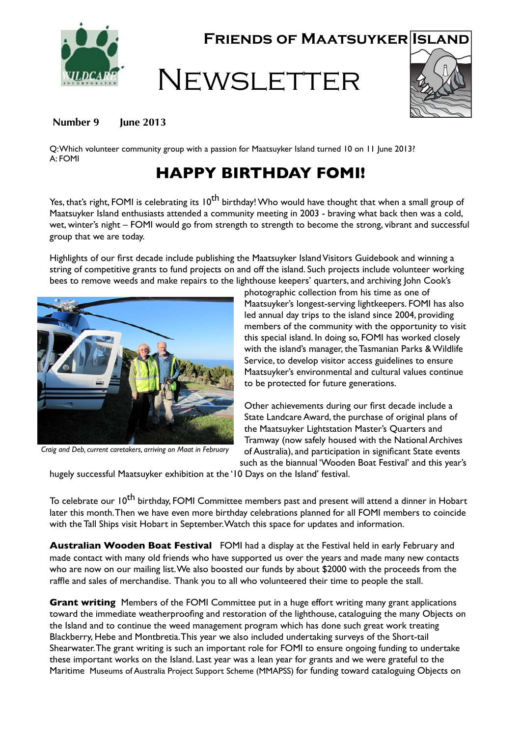# Friends of Maatsuyker Island

# Newsletter

**Number 9 June 2013**

Q: Which volunteer community group with a passion for Maatsuyker Island turned 10 on 11 June 2013?
A: FOMI

## HAPPY BIRTHDAY FOMI!

Yes, that's right, FOMI is celebrating its 10th birthday! Who would have thought that when a small group of Maatsuyker Island enthusiasts attended a community meeting in 2003 - braving what back then was a cold, wet, winter's night – FOMI would go from strength to strength to become the strong, vibrant and successful group that we are today.

Highlights of our first decade include publishing the Maatsuyker Island Visitors Guidebook and winning a string of competitive grants to fund projects on and off the island. Such projects include volunteer working bees to remove weeds and make repairs to the lighthouse keepers' quarters, and archiving John Cook's photographic collection from his time as one of Maatsuyker's longest-serving lightkeepers. FOMI has also led annual day trips to the island since 2004, providing members of the community with the opportunity to visit this special island. In doing so, FOMI has worked closely with the island's manager, the Tasmanian Parks & Wildlife Service, to develop visitor access guidelines to ensure Maatsuyker's environmental and cultural values continue to be protected for future generations.

*Craig and Deb, current caretakers, arriving on Maat in February*

Other achievements during our first decade include a State Landcare Award, the purchase of original plans of the Maatsuyker Lightstation Master's Quarters and Tramway (now safely housed with the National Archives of Australia), and participation in significant State events such as the biannual 'Wooden Boat Festival' and this year's hugely successful Maatsuyker exhibition at the '10 Days on the Island' festival.

To celebrate our 10th birthday, FOMI Committee members past and present will attend a dinner in Hobart later this month. Then we have even more birthday celebrations planned for all FOMI members to coincide with the Tall Ships visit Hobart in September. Watch this space for updates and information.

**Australian Wooden Boat Festival** FOMI had a display at the Festival held in early February and made contact with many old friends who have supported us over the years and made many new contacts who are now on our mailing list. We also boosted our funds by about $2000 with the proceeds from the raffle and sales of merchandise. Thank you to all who volunteered their time to people the stall.

**Grant writing** Members of the FOMI Committee put in a huge effort writing many grant applications toward the immediate weatherproofing and restoration of the lighthouse, cataloguing the many Objects on the Island and to continue the weed management program which has done such great work treating Blackberry, Hebe and Montbretia. This year we also included undertaking surveys of the Short-tail Shearwater. The grant writing is such an important role for FOMI to ensure ongoing funding to undertake these important works on the Island. Last year was a lean year for grants and we were grateful to the Maritime Museums of Australia Project Support Scheme (MMAPSS) for funding toward cataloguing Objects on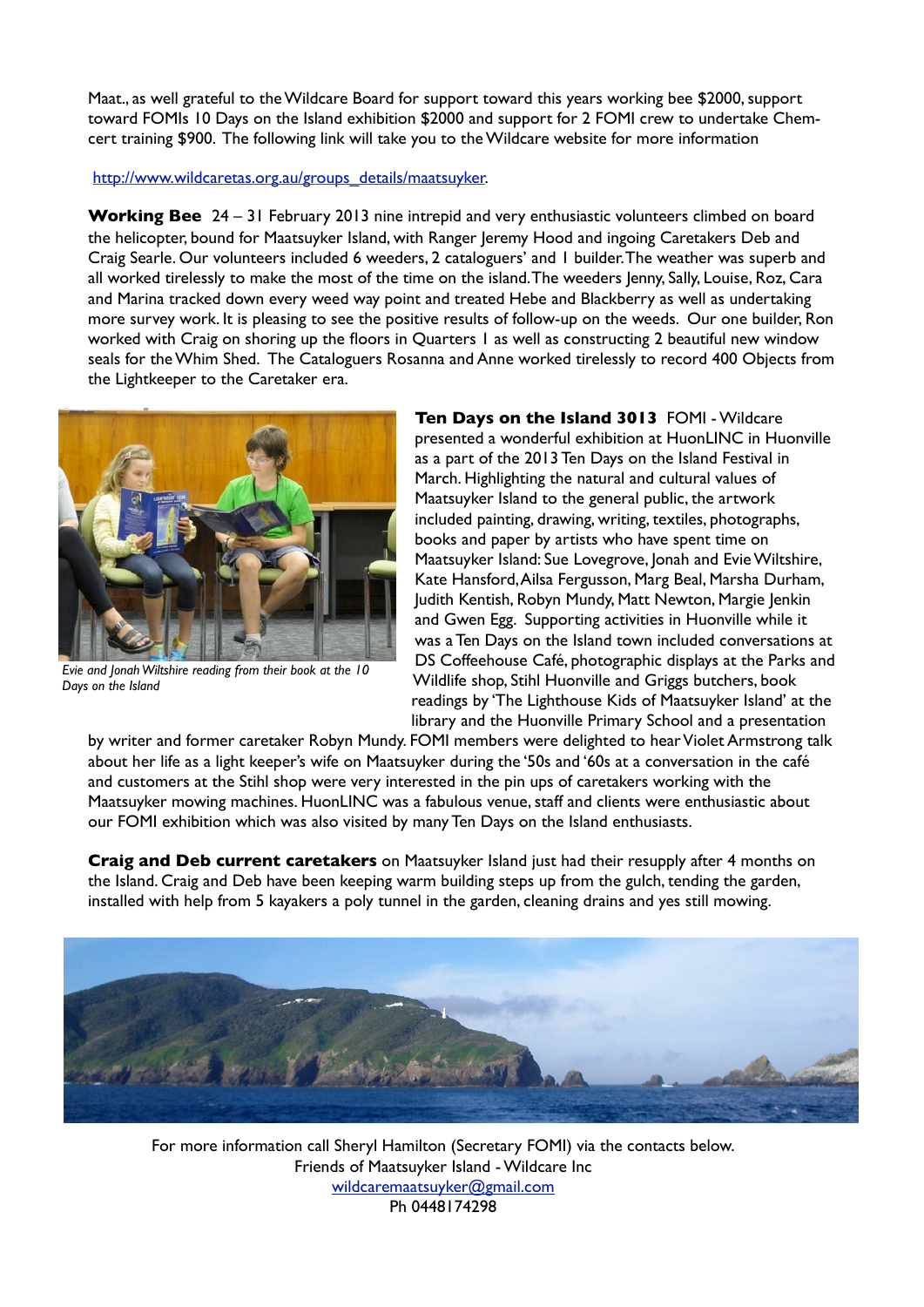Maat., as well grateful to the Wildcare Board for support toward this years working bee $2000, support toward FOMIs 10 Days on the Island exhibition $2000 and support for 2 FOMI crew to undertake Chem-cert training $900. The following link will take you to the Wildcare website for more information

http://www.wildcaretas.org.au/groups_details/maatsuyker.

**Working Bee** 24 – 31 February 2013 nine intrepid and very enthusiastic volunteers climbed on board the helicopter, bound for Maatsuyker Island, with Ranger Jeremy Hood and ingoing Caretakers Deb and Craig Searle. Our volunteers included 6 weeders, 2 cataloguers' and 1 builder. The weather was superb and all worked tirelessly to make the most of the time on the island. The weeders Jenny, Sally, Louise, Roz, Cara and Marina tracked down every weed way point and treated Hebe and Blackberry as well as undertaking more survey work. It is pleasing to see the positive results of follow-up on the weeds. Our one builder, Ron worked with Craig on shoring up the floors in Quarters 1 as well as constructing 2 beautiful new window seals for the Whim Shed. The Cataloguers Rosanna and Anne worked tirelessly to record 400 Objects from the Lightkeeper to the Caretaker era.

*Evie and Jonah Wiltshire reading from their book at the 10 Days on the Island*

**Ten Days on the Island 3013** FOMI - Wildcare presented a wonderful exhibition at HuonLINC in Huonville as a part of the 2013 Ten Days on the Island Festival in March. Highlighting the natural and cultural values of Maatsuyker Island to the general public, the artwork included painting, drawing, writing, textiles, photographs, books and paper by artists who have spent time on Maatsuyker Island: Sue Lovegrove, Jonah and Evie Wiltshire, Kate Hansford, Ailsa Fergusson, Marg Beal, Marsha Durham, Judith Kentish, Robyn Mundy, Matt Newton, Margie Jenkin and Gwen Egg. Supporting activities in Huonville while it was a Ten Days on the Island town included conversations at DS Coffeehouse Café, photographic displays at the Parks and Wildlife shop, Stihl Huonville and Griggs butchers, book readings by 'The Lighthouse Kids of Maatsuyker Island' at the library and the Huonville Primary School and a presentation by writer and former caretaker Robyn Mundy. FOMI members were delighted to hear Violet Armstrong talk about her life as a light keeper's wife on Maatsuyker during the '50s and '60s at a conversation in the café and customers at the Stihl shop were very interested in the pin ups of caretakers working with the Maatsuyker mowing machines. HuonLINC was a fabulous venue, staff and clients were enthusiastic about our FOMI exhibition which was also visited by many Ten Days on the Island enthusiasts.

**Craig and Deb current caretakers** on Maatsuyker Island just had their resupply after 4 months on the Island. Craig and Deb have been keeping warm building steps up from the gulch, tending the garden, installed with help from 5 kayakers a poly tunnel in the garden, cleaning drains and yes still mowing.

For more information call Sheryl Hamilton (Secretary FOMI) via the contacts below.
Friends of Maatsuyker Island - Wildcare Inc
wildcaremaatsuyker@gmail.com
Ph 0448174298